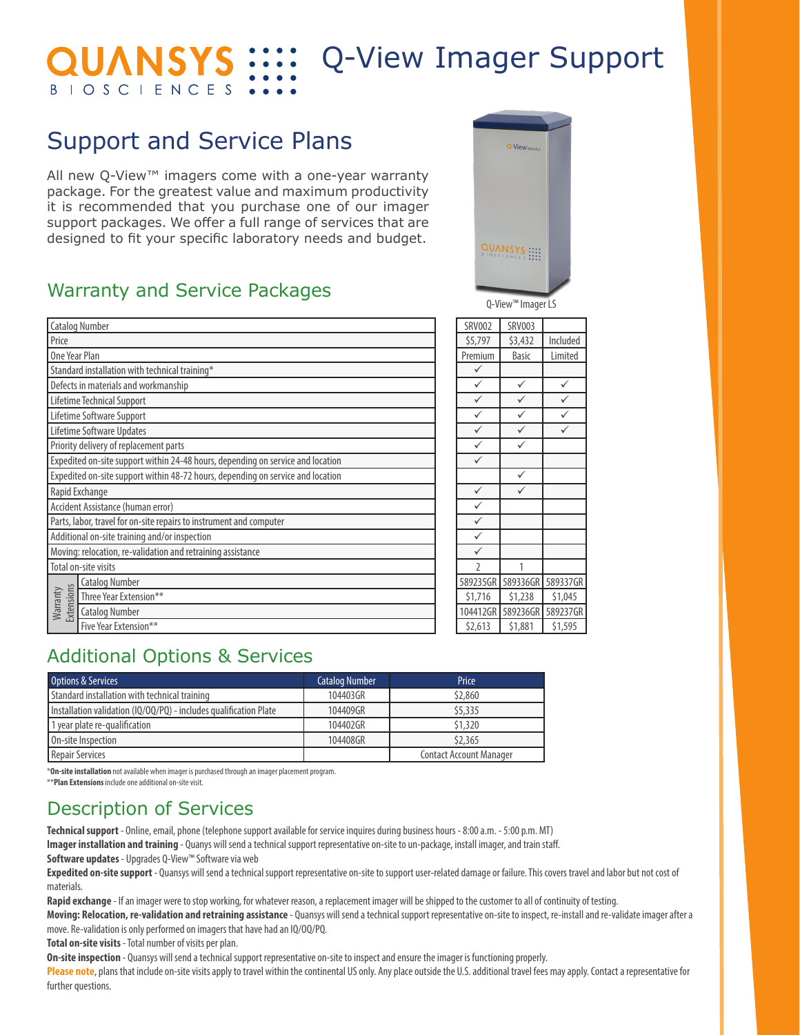# QUANSYS BIOSCIENCES Q-View Imager Support

## Support and Service Plans

All new Q-View™ imagers come with a one-year warranty package. For the greatest value and maximum productivity it is recommended that you purchase one of our imager support packages. We offer a full range of services that are designed to fit your specific laboratory needs and budget.

Q-View™ Imager LS

## Warranty and Service Packages

| | | | | |
|---|---|---|---|---|
| Catalog Number | | SRV002 | SRV003 | |
| Price | | $5,797 | $3,432 | Included |
| One Year Plan | | Premium | Basic | Limited |
| Standard installation with technical training* | | ✓ | | |
| Defects in materials and workmanship | | ✓ | ✓ | ✓ |
| Lifetime Technical Support | | ✓ | ✓ | ✓ |
| Lifetime Software Support | | ✓ | ✓ | ✓ |
| Lifetime Software Updates | | ✓ | ✓ | ✓ |
| Priority delivery of replacement parts | | ✓ | ✓ | |
| Expedited on-site support within 24-48 hours, depending on service and location | | ✓ | | |
| Expedited on-site support within 48-72 hours, depending on service and location | | | ✓ | |
| Rapid Exchange | | ✓ | ✓ | |
| Accident Assistance (human error) | | ✓ | | |
| Parts, labor, travel for on-site repairs to instrument and computer | | ✓ | | |
| Additional on-site training and/or inspection | | ✓ | | |
| Moving: relocation, re-validation and retraining assistance | | ✓ | | |
| Total on-site visits | | 2 | 1 | |
| Warranty Extensions | Catalog Number | 589235GR | 589336GR | 589337GR |
| | Three Year Extension** | $1,716 | $1,238 | $1,045 |
| | Catalog Number | 104412GR | 589236GR | 589237GR |
| | Five Year Extension** | $2,613 | $1,881 | $1,595 |

## Additional Options & Services

| Options & Services | Catalog Number | Price |
|---|---|---|
| Standard installation with technical training | 104403GR | $2,860 |
| Installation validation (IQ/OQ/PQ) - includes qualification Plate | 104409GR | $5,335 |
| 1 year plate re-qualification | 104402GR | $1,320 |
| On-site Inspection | 104408GR | $2,365 |
| Repair Services | | Contact Account Manager |

\***On-site installation** not available when imager is purchased through an imager placement program.
\*\***Plan Extensions** include one additional on-site visit.

## Description of Services

**Technical support** - Online, email, phone (telephone support available for service inquires during business hours - 8:00 a.m. - 5:00 p.m. MT)

**Imager installation and training** - Quanys will send a technical support representative on-site to un-package, install imager, and train staff.

**Software updates** - Upgrades Q-View™ Software via web

**Expedited on-site support** - Quansys will send a technical support representative on-site to support user-related damage or failure. This covers travel and labor but not cost of materials.

**Rapid exchange** - If an imager were to stop working, for whatever reason, a replacement imager will be shipped to the customer to all of continuity of testing.

**Moving: Relocation, re-validation and retraining assistance** - Quansys will send a technical support representative on-site to inspect, re-install and re-validate imager after a move. Re-validation is only performed on imagers that have had an IQ/OQ/PQ.

**Total on-site visits** - Total number of visits per plan.

**On-site inspection** - Quansys will send a technical support representative on-site to inspect and ensure the imager is functioning properly.

**Please note**, plans that include on-site visits apply to travel within the continental US only. Any place outside the U.S. additional travel fees may apply. Contact a representative for further questions.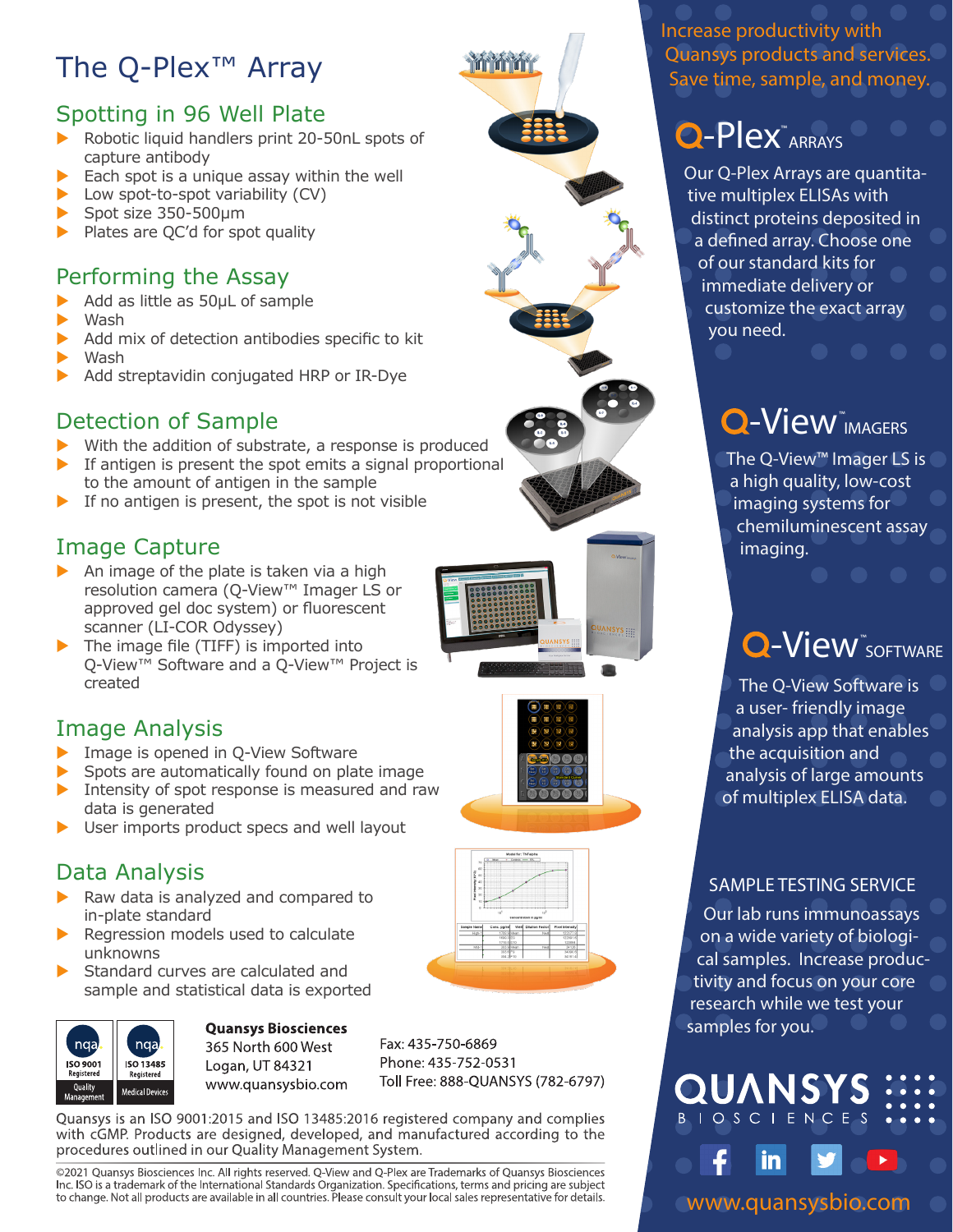# The Q-Plex™ Array

## Spotting in 96 Well Plate

- Robotic liquid handlers print 20-50nL spots of capture antibody
- Each spot is a unique assay within the well
- Low spot-to-spot variability (CV)
- Spot size 350-500µm
- Plates are QC'd for spot quality

## Performing the Assay

- Add as little as 50µL of sample
- Wash
- Add mix of detection antibodies specific to kit
- Wash
- Add streptavidin conjugated HRP or IR-Dye

## Detection of Sample

- With the addition of substrate, a response is produced
- If antigen is present the spot emits a signal proportional to the amount of antigen in the sample
- If no antigen is present, the spot is not visible

## Image Capture

- An image of the plate is taken via a high resolution camera (Q-View™ Imager LS or approved gel doc system) or fluorescent scanner (LI-COR Odyssey)
- The image file (TIFF) is imported into Q-View™ Software and a Q-View™ Project is created

## Image Analysis

- Image is opened in Q-View Software
- Spots are automatically found on plate image
- Intensity of spot response is measured and raw data is generated
- User imports product specs and well layout

## Data Analysis

- Raw data is analyzed and compared to in-plate standard
- Regression models used to calculate unknowns
- Standard curves are calculated and sample and statistical data is exported

ISO 9001 Registered Quality Management

ISO 13485 Registered Medical Devices

**Quansys Biosciences**
365 North 600 West
Logan, UT 84321
www.quansysbio.com

Fax: 435-750-6869
Phone: 435-752-0531
Toll Free: 888-QUANSYS (782-6797)

Quansys is an ISO 9001:2015 and ISO 13485:2016 registered company and complies with cGMP. Products are designed, developed, and manufactured according to the procedures outlined in our Quality Management System.

©2021 Quansys Biosciences Inc. All rights reserved. Q-View and Q-Plex are Trademarks of Quansys Biosciences Inc. ISO is a trademark of the International Standards Organization. Specifications, terms and pricing are subject to change. Not all products are available in all countries. Please consult your local sales representative for details.

Increase productivity with Quansys products and services. Save time, sample, and money.

## Q-Plex™ ARRAYS

Our Q-Plex Arrays are quantitative multiplex ELISAs with distinct proteins deposited in a defined array. Choose one of our standard kits for immediate delivery or customize the exact array you need.

## Q-View™ IMAGERS

The Q-View™ Imager LS is a high quality, low-cost imaging systems for chemiluminescent assay imaging.

## Q-View™ SOFTWARE

The Q-View Software is a user- friendly image analysis app that enables the acquisition and analysis of large amounts of multiplex ELISA data.

## SAMPLE TESTING SERVICE

Our lab runs immunoassays on a wide variety of biological samples. Increase productivity and focus on your core research while we test your samples for you.

QUANSYS BIOSCIENCES

www.quansysbio.com